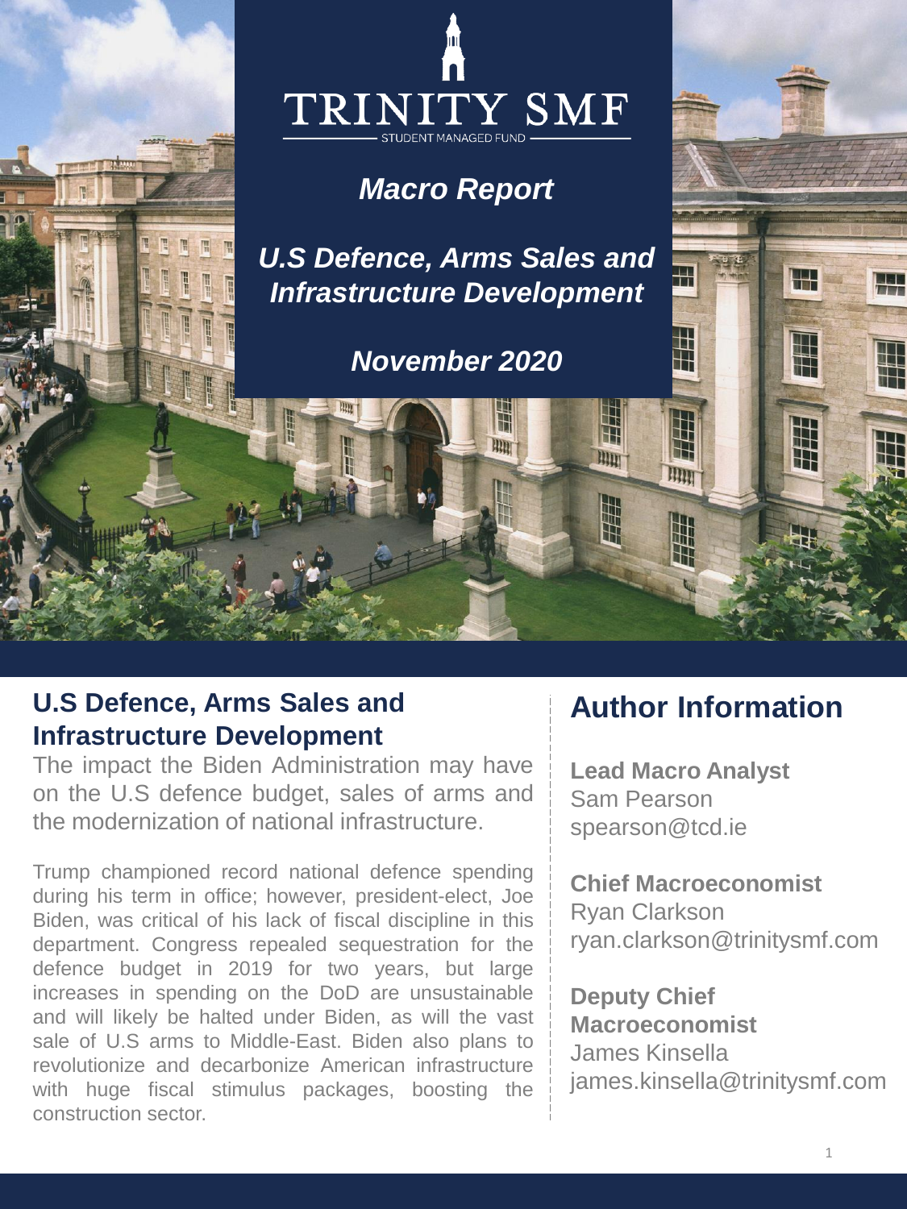TRINITY SMF

STUDENT MANAGED FUND

# *Macro Report*

## *U.S Defence, Arms Sales and Infrastructure Development*

*November 2020*

## U.S Defence, Arms Sales and Infrastructure Development

The impact the Biden Administration may have on the U.S defence budget, sales of arms and the modernization of national infrastructure.

Trump championed record national defence spending during his term in office; however, president-elect, Joe Biden, was critical of his lack of fiscal discipline in this department. Congress repealed sequestration for the defence budget in 2019 for two years, but large increases in spending on the DoD are unsustainable and will likely be halted under Biden, as will the vast sale of U.S arms to Middle-East. Biden also plans to revolutionize and decarbonize American infrastructure with huge fiscal stimulus packages, boosting the construction sector.

## Author Information

**Lead Macro Analyst**
Sam Pearson
spearson@tcd.ie

**Chief Macroeconomist**
Ryan Clarkson
ryan.clarkson@trinitysmf.com

**Deputy Chief Macroeconomist**
James Kinsella
james.kinsella@trinitysmf.com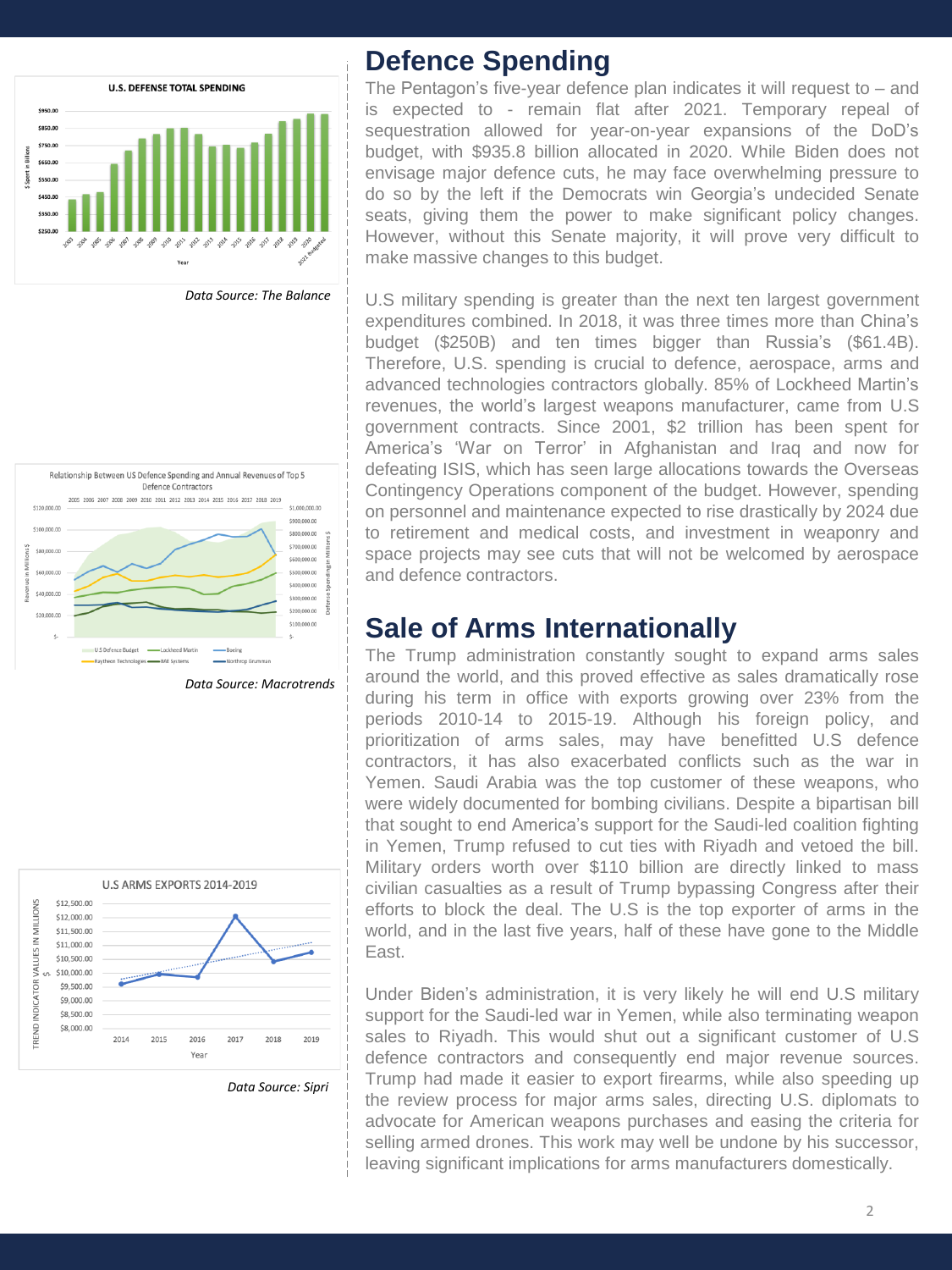Data Source: The Balance

Data Source: Macrotrends

Data Source: Sipri

## Defence Spending

The Pentagon's five-year defence plan indicates it will request to – and is expected to - remain flat after 2021. Temporary repeal of sequestration allowed for year-on-year expansions of the DoD's budget, with $935.8 billion allocated in 2020. While Biden does not envisage major defence cuts, he may face overwhelming pressure to do so by the left if the Democrats win Georgia's undecided Senate seats, giving them the power to make significant policy changes. However, without this Senate majority, it will prove very difficult to make massive changes to this budget.

U.S military spending is greater than the next ten largest government expenditures combined. In 2018, it was three times more than China's budget ($250B) and ten times bigger than Russia's ($61.4B). Therefore, U.S. spending is crucial to defence, aerospace, arms and advanced technologies contractors globally. 85% of Lockheed Martin's revenues, the world's largest weapons manufacturer, came from U.S government contracts. Since 2001, $2 trillion has been spent for America's 'War on Terror' in Afghanistan and Iraq and now for defeating ISIS, which has seen large allocations towards the Overseas Contingency Operations component of the budget. However, spending on personnel and maintenance expected to rise drastically by 2024 due to retirement and medical costs, and investment in weaponry and space projects may see cuts that will not be welcomed by aerospace and defence contractors.

## Sale of Arms Internationally

The Trump administration constantly sought to expand arms sales around the world, and this proved effective as sales dramatically rose during his term in office with exports growing over 23% from the periods 2010-14 to 2015-19. Although his foreign policy, and prioritization of arms sales, may have benefitted U.S defence contractors, it has also exacerbated conflicts such as the war in Yemen. Saudi Arabia was the top customer of these weapons, who were widely documented for bombing civilians. Despite a bipartisan bill that sought to end America's support for the Saudi-led coalition fighting in Yemen, Trump refused to cut ties with Riyadh and vetoed the bill. Military orders worth over $110 billion are directly linked to mass civilian casualties as a result of Trump bypassing Congress after their efforts to block the deal. The U.S is the top exporter of arms in the world, and in the last five years, half of these have gone to the Middle East.

Under Biden's administration, it is very likely he will end U.S military support for the Saudi-led war in Yemen, while also terminating weapon sales to Riyadh. This would shut out a significant customer of U.S defence contractors and consequently end major revenue sources. Trump had made it easier to export firearms, while also speeding up the review process for major arms sales, directing U.S. diplomats to advocate for American weapons purchases and easing the criteria for selling armed drones. This work may well be undone by his successor, leaving significant implications for arms manufacturers domestically.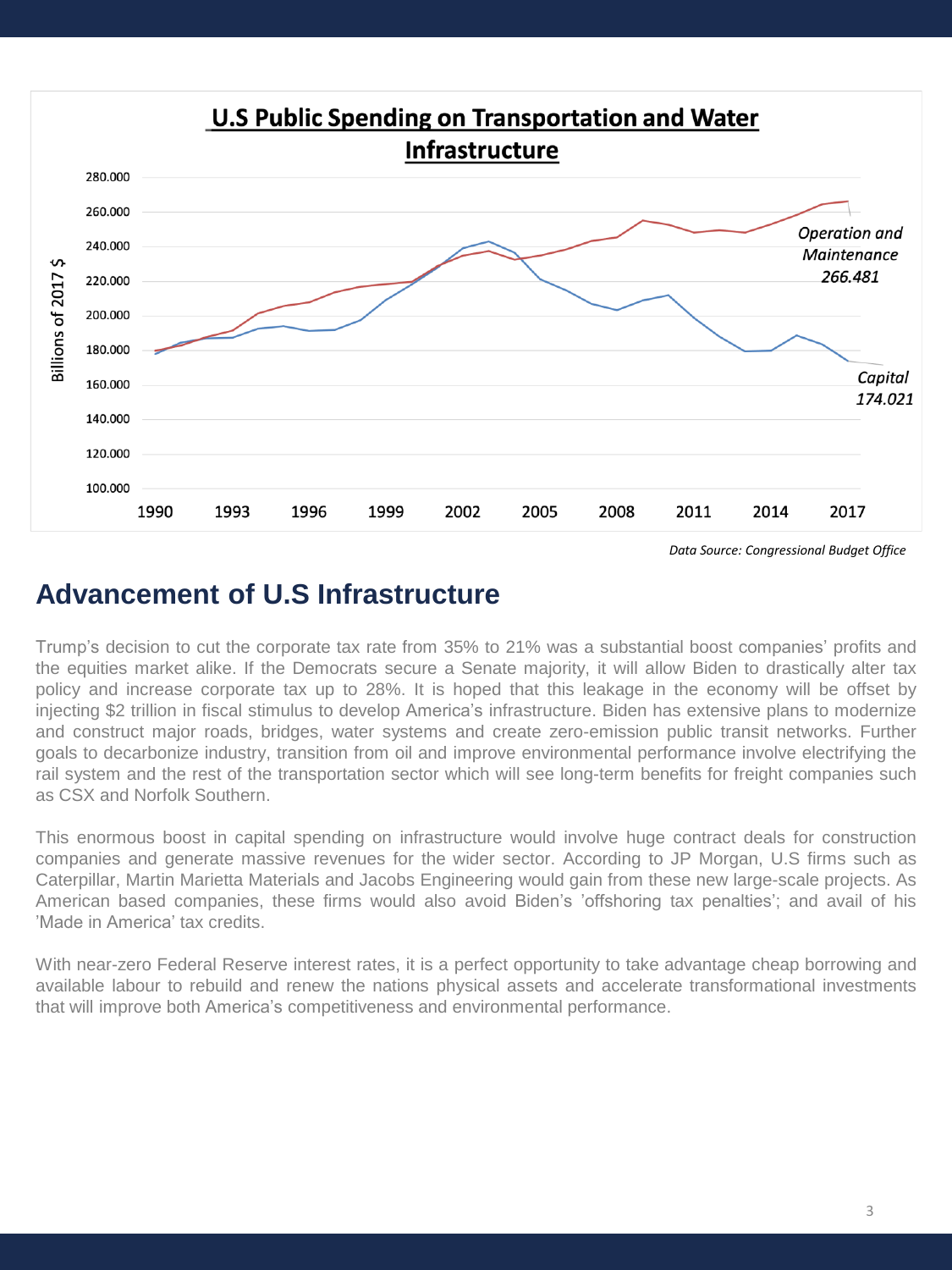U.S Public Spending on Transportation and Water Infrastructure

Billions of 2017 $

280.000
260.000
240.000
220.000
200.000
180.000
160.000
140.000
120.000
100.000

1990 1993 1996 1999 2002 2005 2008 2011 2014 2017

Operation and Maintenance 266.481

Capital 174.021

*Data Source: Congressional Budget Office*

## Advancement of U.S Infrastructure

Trump's decision to cut the corporate tax rate from 35% to 21% was a substantial boost companies' profits and the equities market alike. If the Democrats secure a Senate majority, it will allow Biden to drastically alter tax policy and increase corporate tax up to 28%. It is hoped that this leakage in the economy will be offset by injecting $2 trillion in fiscal stimulus to develop America's infrastructure. Biden has extensive plans to modernize and construct major roads, bridges, water systems and create zero-emission public transit networks. Further goals to decarbonize industry, transition from oil and improve environmental performance involve electrifying the rail system and the rest of the transportation sector which will see long-term benefits for freight companies such as CSX and Norfolk Southern.

This enormous boost in capital spending on infrastructure would involve huge contract deals for construction companies and generate massive revenues for the wider sector. According to JP Morgan, U.S firms such as Caterpillar, Martin Marietta Materials and Jacobs Engineering would gain from these new large-scale projects. As American based companies, these firms would also avoid Biden's 'offshoring tax penalties'; and avail of his 'Made in America' tax credits.

With near-zero Federal Reserve interest rates, it is a perfect opportunity to take advantage cheap borrowing and available labour to rebuild and renew the nations physical assets and accelerate transformational investments that will improve both America's competitiveness and environmental performance.